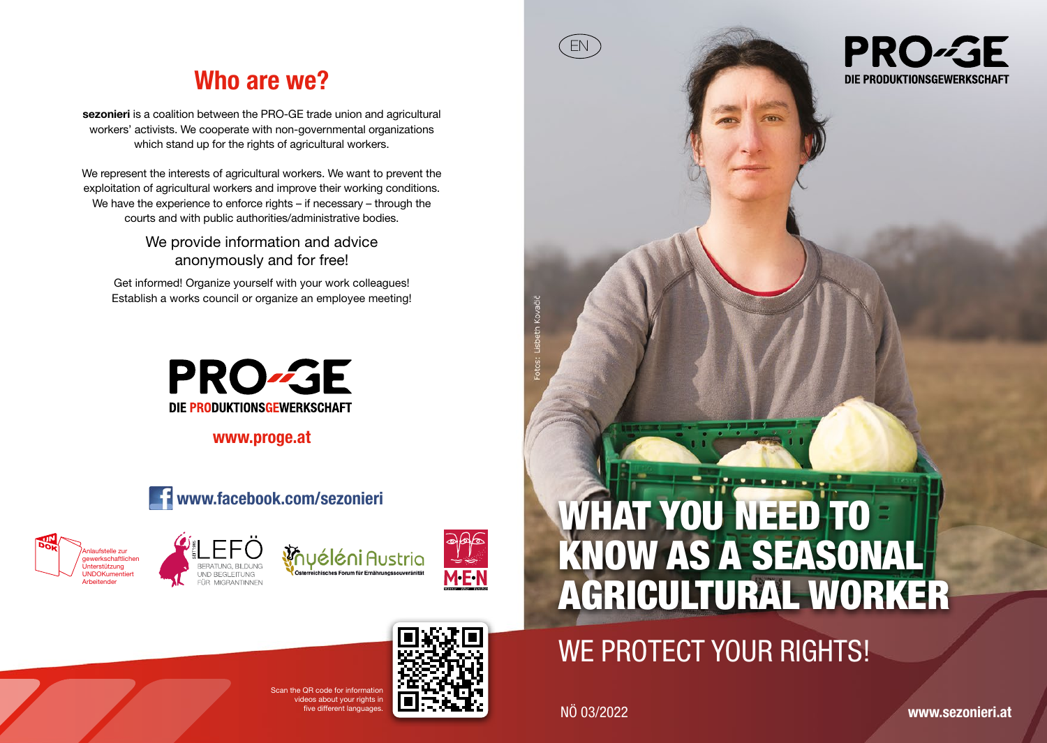## Who are we?

**sezonieri** is a coalition between the PRO-GE trade union and agricultural workers' activists. We cooperate with non-governmental organizations which stand up for the rights of agricultural workers.

We represent the interests of agricultural workers. We want to prevent the exploitation of agricultural workers and improve their working conditions. We have the experience to enforce rights – if necessary – through the courts and with public authorities/administrative bodies.

We provide information and advice anonymously and for free!

Get informed! Organize yourself with your work colleagues! Establish a works council or organize an employee meeting!

PRO-GE
DIE PRODUKTIONSGEWERKSCHAFT

**www.proge.at**

**www.facebook.com/sezonieri**

UNDOK – Anlaufstelle zur gewerkschaftlichen Unterstützung UNDOKumentiert Arbeitender

LEFÖ – Beratung, Bildung und Begleitung für Migrantinnen

Nyéléni Austria – Österreichisches Forum für Ernährungssouveränität

M·E·N

Scan the QR code for information videos about your rights in five different languages.

EN

PRO-GE
DIE PRODUKTIONSGEWERKSCHAFT

Fotos: Lisbeth Kovačič

# WHAT YOU NEED TO KNOW AS A SEASONAL AGRICULTURAL WORKER

## WE PROTECT YOUR RIGHTS!

NÖ 03/2022

**www.sezonieri.at**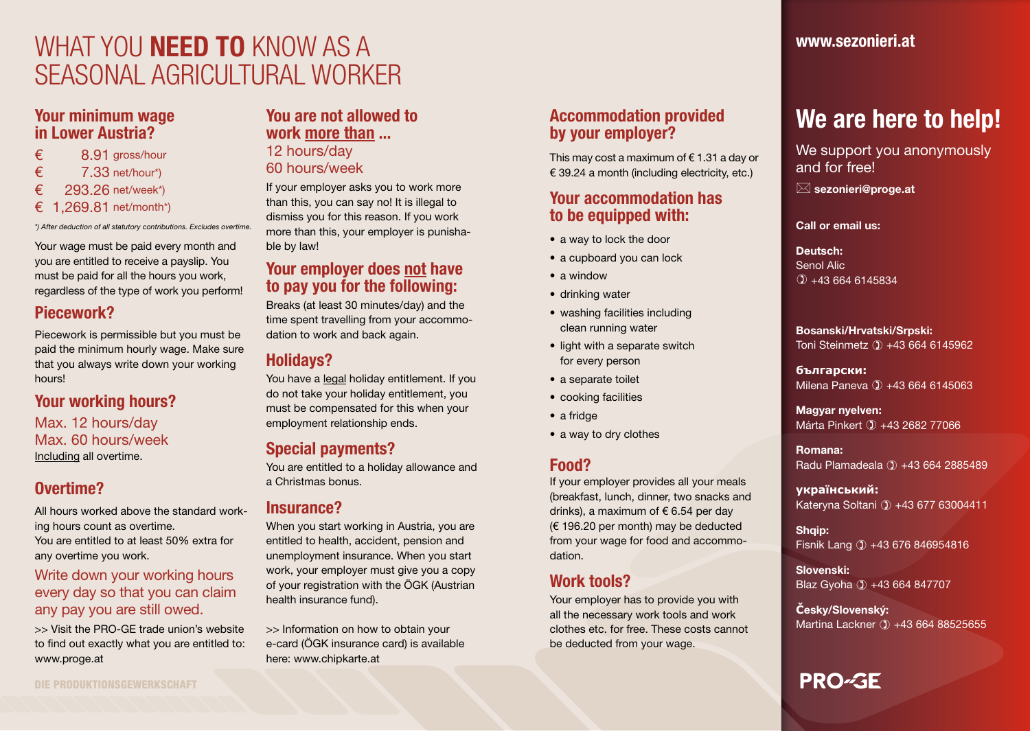# WHAT YOU **NEED TO** KNOW AS A SEASONAL AGRICULTURAL WORKER

## Your minimum wage in Lower Austria?

€ 8.91 gross/hour
€ 7.33 net/hour*)
€ 293.26 net/week*)
€ 1,269.81 net/month*)

*\*) After deduction of all statutory contributions. Excludes overtime.*

Your wage must be paid every month and you are entitled to receive a payslip. You must be paid for all the hours you work, regardless of the type of work you perform!

## Piecework?

Piecework is permissible but you must be paid the minimum hourly wage. Make sure that you always write down your working hours!

## Your working hours?

Max. 12 hours/day
Max. 60 hours/week
Including all overtime.

## Overtime?

All hours worked above the standard working hours count as overtime.
You are entitled to at least 50% extra for any overtime you work.

Write down your working hours every day so that you can claim any pay you are still owed.

>> Visit the PRO-GE trade union's website to find out exactly what you are entitled to: www.proge.at

## You are not allowed to work more than ...

12 hours/day
60 hours/week

If your employer asks you to work more than this, you can say no! It is illegal to dismiss you for this reason. If you work more than this, your employer is punishable by law!

## Your employer does not have to pay you for the following:

Breaks (at least 30 minutes/day) and the time spent travelling from your accommodation to work and back again.

## Holidays?

You have a legal holiday entitlement. If you do not take your holiday entitlement, you must be compensated for this when your employment relationship ends.

## Special payments?

You are entitled to a holiday allowance and a Christmas bonus.

## Insurance?

When you start working in Austria, you are entitled to health, accident, pension and unemployment insurance. When you start work, your employer must give you a copy of your registration with the ÖGK (Austrian health insurance fund).

>> Information on how to obtain your e-card (ÖGK insurance card) is available here: www.chipkarte.at

## Accommodation provided by your employer?

This may cost a maximum of € 1.31 a day or € 39.24 a month (including electricity, etc.)

## Your accommodation has to be equipped with:

- a way to lock the door
- a cupboard you can lock
- a window
- drinking water
- washing facilities including clean running water
- light with a separate switch for every person
- a separate toilet
- cooking facilities
- a fridge
- a way to dry clothes

## Food?

If your employer provides all your meals (breakfast, lunch, dinner, two snacks and drinks), a maximum of € 6.54 per day (€ 196.20 per month) may be deducted from your wage for food and accommodation.

## Work tools?

Your employer has to provide you with all the necessary work tools and work clothes etc. for free. These costs cannot be deducted from your wage.

DIE PRODUKTIONSGEWERKSCHAFT

**www.sezonieri.at**

# We are here to help!

We support you anonymously and for free!

✉ **sezonieri@proge.at**

**Call or email us:**

**Deutsch:**
Senol Alic
+43 664 6145834

**Bosanski/Hrvatski/Srpski:**
Toni Steinmetz +43 664 6145962

**български:**
Milena Paneva +43 664 6145063

**Magyar nyelven:**
Márta Pinkert +43 2682 77066

**Romana:**
Radu Plamadeala +43 664 2885489

**український:**
Kateryna Soltani +43 677 63004411

**Shqip:**
Fisnik Lang +43 676 846954816

**Slovenski:**
Blaz Gyoha +43 664 847707

**Česky/Slovenský:**
Martina Lackner +43 664 88525655

PRO-GE